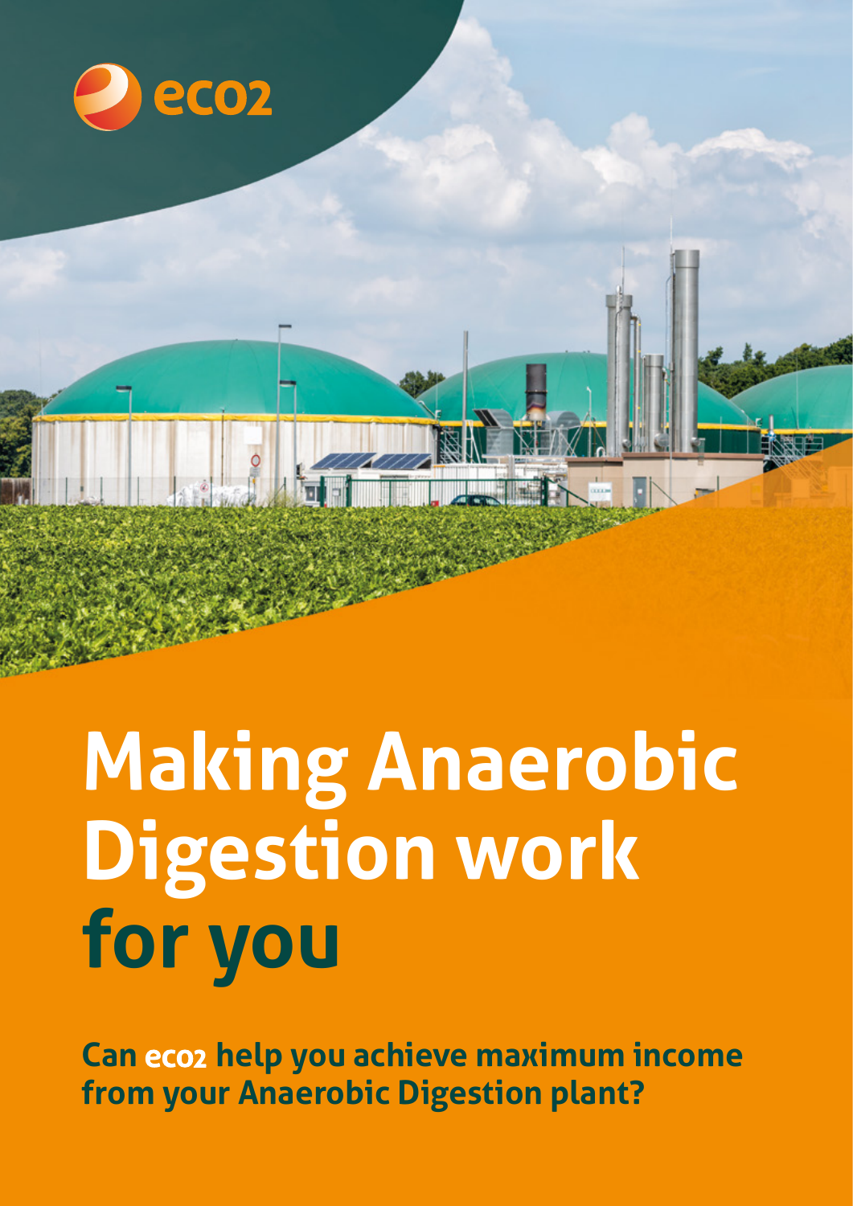eco2

# Making Anaerobic Digestion work for you

**Can eco2 help you achieve maximum income from your Anaerobic Digestion plant?**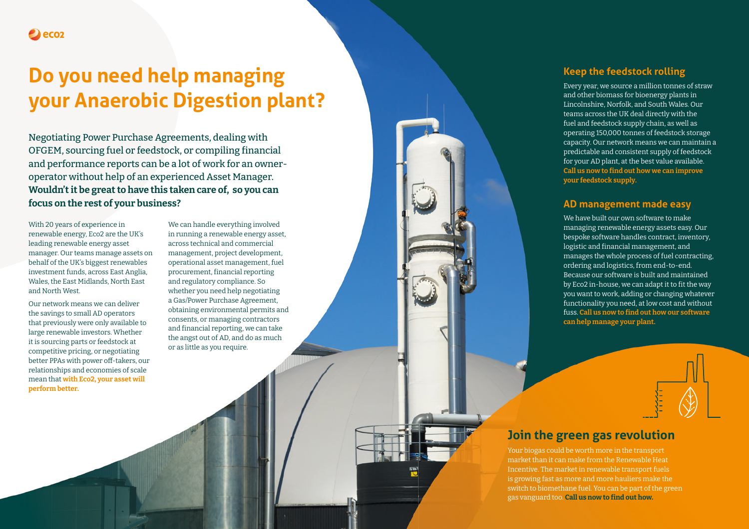# Do you need help managing your Anaerobic Digestion plant?

Negotiating Power Purchase Agreements, dealing with OFGEM, sourcing fuel or feedstock, or compiling financial and performance reports can be a lot of work for an owner-operator without help of an experienced Asset Manager. **Wouldn't it be great to have this taken care of, so you can focus on the rest of your business?**

With 20 years of experience in renewable energy, Eco2 are the UK's leading renewable energy asset manager. Our teams manage assets on behalf of the UK's biggest renewables investment funds, across East Anglia, Wales, the East Midlands, North East and North West.

Our network means we can deliver the savings to small AD operators that previously were only available to large renewable investors. Whether it is sourcing parts or feedstock at competitive pricing, or negotiating better PPAs with power off-takers, our relationships and economies of scale mean that **with Eco2, your asset will perform better.**

We can handle everything involved in running a renewable energy asset, across technical and commercial management, project development, operational asset management, fuel procurement, financial reporting and regulatory compliance. So whether you need help negotiating a Gas/Power Purchase Agreement, obtaining environmental permits and consents, or managing contractors and financial reporting, we can take the angst out of AD, and do as much or as little as you require.

## Keep the feedstock rolling

Every year, we source a million tonnes of straw and other biomass for bioenergy plants in Lincolnshire, Norfolk, and South Wales. Our teams across the UK deal directly with the fuel and feedstock supply chain, as well as operating 150,000 tonnes of feedstock storage capacity. Our network means we can maintain a predictable and consistent supply of feedstock for your AD plant, at the best value available. **Call us now to find out how we can improve your feedstock supply.**

## AD management made easy

We have built our own software to make managing renewable energy assets easy. Our bespoke software handles contract, inventory, logistic and financial management, and manages the whole process of fuel contracting, ordering and logistics, from end-to-end. Because our software is built and maintained by Eco2 in-house, we can adapt it to fit the way you want to work, adding or changing whatever functionality you need, at low cost and without fuss. **Call us now to find out how our software can help manage your plant.**

## Join the green gas revolution

Your biogas could be worth more in the transport market than it can make from the Renewable Heat Incentive. The market in renewable transport fuels is growing fast as more and more hauliers make the switch to biomethane fuel. You can be part of the green gas vanguard too. **Call us now to find out how.**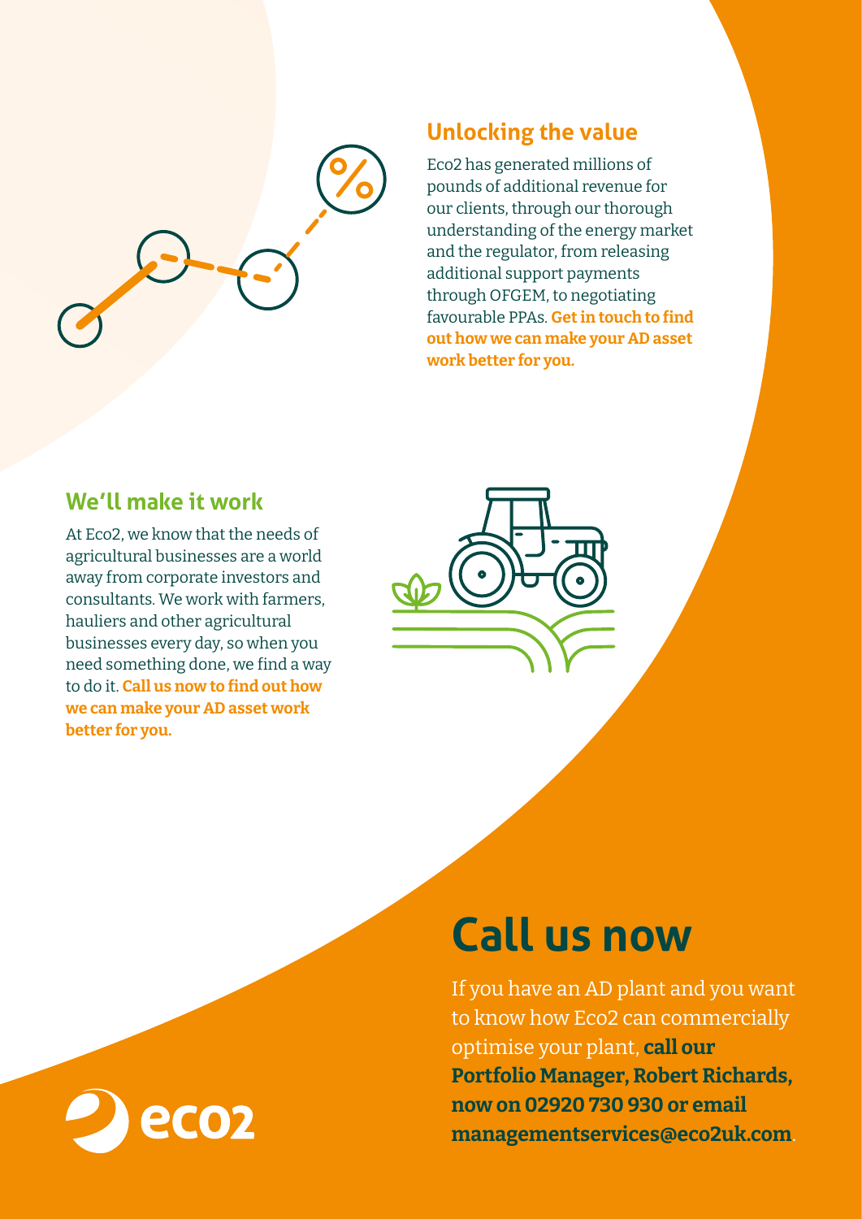## Unlocking the value

Eco2 has generated millions of pounds of additional revenue for our clients, through our thorough understanding of the energy market and the regulator, from releasing additional support payments through OFGEM, to negotiating favourable PPAs. **Get in touch to find out how we can make your AD asset work better for you.**

## We'll make it work

At Eco2, we know that the needs of agricultural businesses are a world away from corporate investors and consultants. We work with farmers, hauliers and other agricultural businesses every day, so when you need something done, we find a way to do it. **Call us now to find out how we can make your AD asset work better for you.**

# Call us now

If you have an AD plant and you want to know how Eco2 can commercially optimise your plant, **call our Portfolio Manager, Robert Richards, now on 02920 730 930 or email managementservices@eco2uk.com**.

eco2